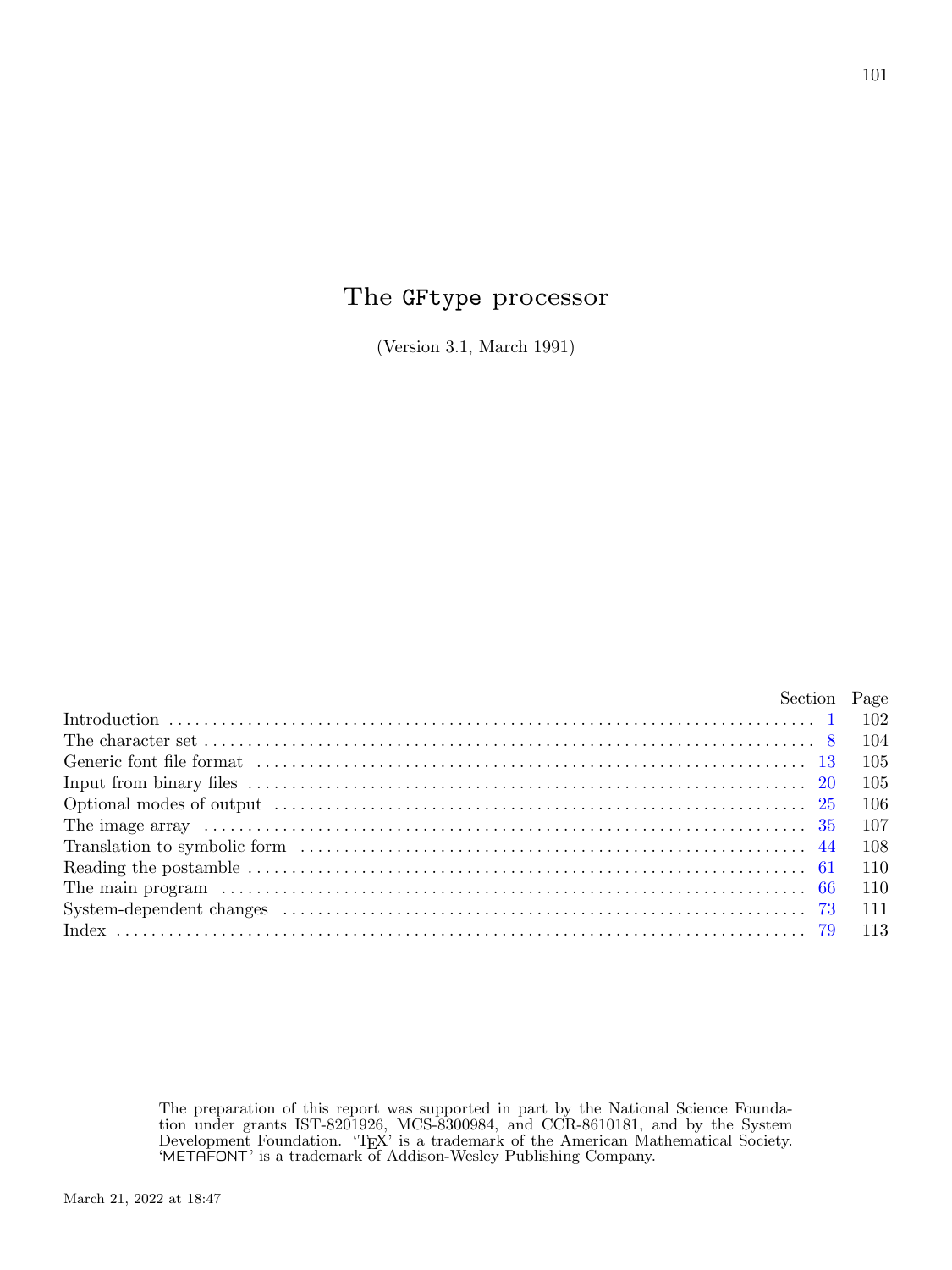# The GFtype processor

(Version 3.1, March 1991)

| | Section | Page |
|---|---|---|
| Introduction | 1 | 102 |
| The character set | 8 | 104 |
| Generic font file format | 13 | 105 |
| Input from binary files | 20 | 105 |
| Optional modes of output | 25 | 106 |
| The image array | 35 | 107 |
| Translation to symbolic form | 44 | 108 |
| Reading the postamble | 61 | 110 |
| The main program | 66 | 110 |
| System-dependent changes | 73 | 111 |
| Index | 79 | 113 |

The preparation of this report was supported in part by the National Science Foundation under grants IST-8201926, MCS-8300984, and CCR-8610181, and by the System Development Foundation. 'TEX' is a trademark of the American Mathematical Society. 'METAFONT' is a trademark of Addison-Wesley Publishing Company.

March 21, 2022 at 18:47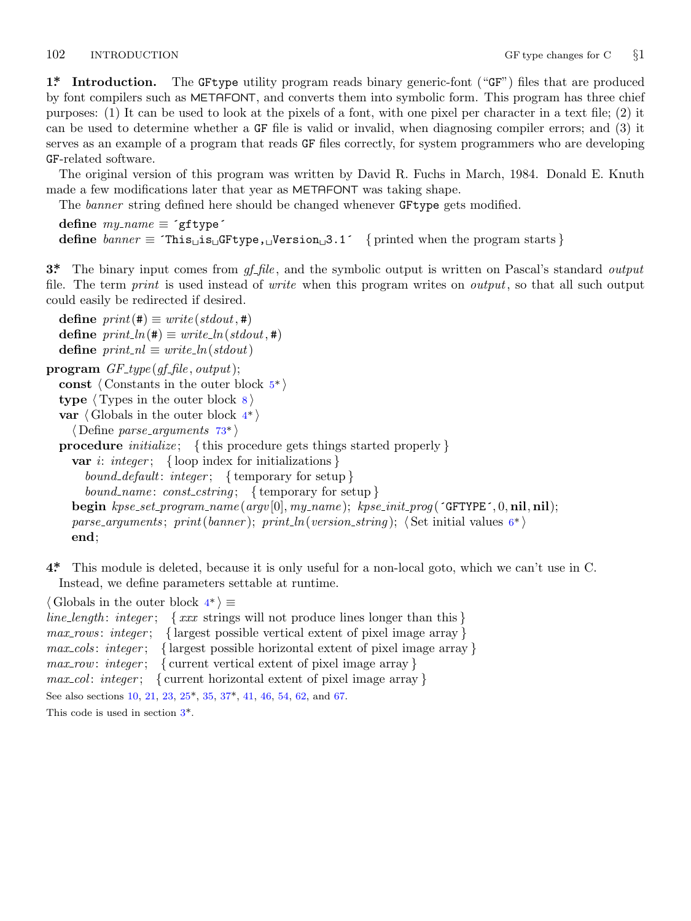**1\*. Introduction.** The GFtype utility program reads binary generic-font ("GF") files that are produced by font compilers such as METAFONT, and converts them into symbolic form. This program has three chief purposes: (1) It can be used to look at the pixels of a font, with one pixel per character in a text file; (2) it can be used to determine whether a GF file is valid or invalid, when diagnosing compiler errors; and (3) it serves as an example of a program that reads GF files correctly, for system programmers who are developing GF-related software.

The original version of this program was written by David R. Fuchs in March, 1984. Donald E. Knuth made a few modifications later that year as METAFONT was taking shape.

The *banner* string defined here should be changed whenever GFtype gets modified.

```
define my_name ≡ ´gftype´
define banner ≡ ´This␣is␣GFtype,␣Version␣3.1´   { printed when the program starts }
```

**3\*.** The binary input comes from *gf_file*, and the symbolic output is written on Pascal's standard *output* file. The term *print* is used instead of *write* when this program writes on *output*, so that all such output could easily be redirected if desired.

```
define print(#) ≡ write(stdout, #)
define print_ln(#) ≡ write_ln(stdout, #)
define print_nl ≡ write_ln(stdout)

program GF_type(gf_file, output);
  const ⟨ Constants in the outer block 5* ⟩
  type ⟨ Types in the outer block 8 ⟩
  var ⟨ Globals in the outer block 4* ⟩
    ⟨ Define parse_arguments 73* ⟩
  procedure initialize;   { this procedure gets things started properly }
    var i: integer;   { loop index for initializations }
      bound_default: integer;   { temporary for setup }
      bound_name: const_cstring;   { temporary for setup }
    begin kpse_set_program_name(argv[0], my_name); kpse_init_prog(´GFTYPE´, 0, nil, nil);
    parse_arguments; print(banner); print_ln(version_string); ⟨ Set initial values 6* ⟩
    end;
```

**4\*.** This module is deleted, because it is only useful for a non-local goto, which we can't use in C.
Instead, we define parameters settable at runtime.

```
⟨ Globals in the outer block 4* ⟩ ≡
line_length: integer;   { xxx strings will not produce lines longer than this }
max_rows: integer;   { largest possible vertical extent of pixel image array }
max_cols: integer;   { largest possible horizontal extent of pixel image array }
max_row: integer;   { current vertical extent of pixel image array }
max_col: integer;   { current horizontal extent of pixel image array }
```

See also sections 10, 21, 23, 25\*, 35, 37\*, 41, 46, 54, 62, and 67.

This code is used in section 3\*.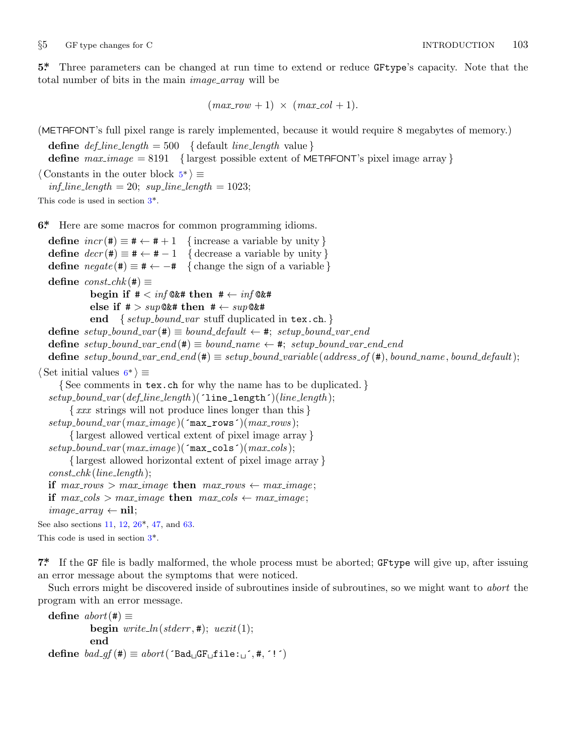**5*.** Three parameters can be changed at run time to extend or reduce `GFtype`'s capacity. Note that the total number of bits in the main *image_array* will be

$$(max\_row + 1)\ \times\ (max\_col + 1).$$

(METAFONT's full pixel range is rarely implemented, because it would require 8 megabytes of memory.)

**define** *def_line_length* = 500 { default *line_length* value }
**define** *max_image* = 8191 { largest possible extent of METAFONT's pixel image array }

⟨ Constants in the outer block 5* ⟩ ≡
*inf_line_length* = 20; *sup_line_length* = 1023;

This code is used in section 3*.

**6*.** Here are some macros for common programming idioms.

```
define incr(#) ≡ # ← # + 1   { increase a variable by unity }
define decr(#) ≡ # ← # − 1   { decrease a variable by unity }
define negate(#) ≡ # ← −#   { change the sign of a variable }
define const_chk(#) ≡
        begin if # < inf@&# then # ← inf@&#
        else if # > sup@&# then # ← sup@&#
        end   { setup_bound_var stuff duplicated in tex.ch. }
define setup_bound_var(#) ≡ bound_default ← #; setup_bound_var_end
define setup_bound_var_end(#) ≡ bound_name ← #; setup_bound_var_end_end
define setup_bound_var_end_end(#) ≡ setup_bound_variable(address_of(#), bound_name, bound_default);
```

⟨ Set initial values 6* ⟩ ≡

```
  { See comments in tex.ch for why the name has to be duplicated. }
setup_bound_var(def_line_length)('line_length')(line_length);
    { xxx strings will not produce lines longer than this }
setup_bound_var(max_image)('max_rows')(max_rows);
    { largest allowed vertical extent of pixel image array }
setup_bound_var(max_image)('max_cols')(max_cols);
    { largest allowed horizontal extent of pixel image array }
const_chk(line_length);
if max_rows > max_image then max_rows ← max_image;
if max_cols > max_image then max_cols ← max_image;
image_array ← nil;
```

See also sections 11, 12, 26*, 47, and 63.

This code is used in section 3*.

**7*.** If the `GF` file is badly malformed, the whole process must be aborted; `GFtype` will give up, after issuing an error message about the symptoms that were noticed.

Such errors might be discovered inside of subroutines inside of subroutines, so we might want to *abort* the program with an error message.

```
define abort(#) ≡
        begin write_ln(stderr, #); uexit(1);
        end
define bad_gf(#) ≡ abort('Bad␣GF␣file:␣', #, '!')
```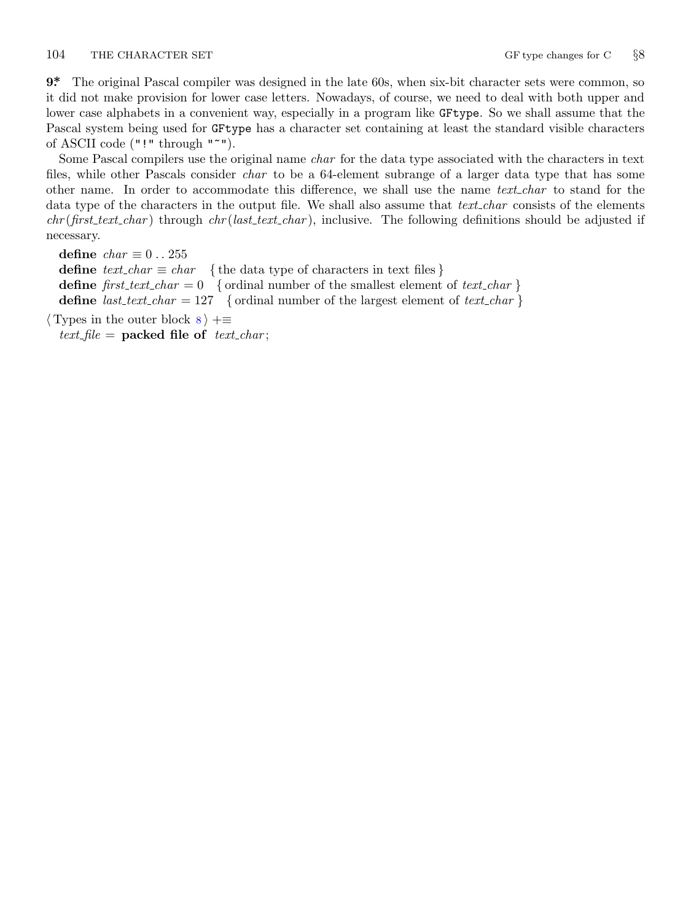**9\*** The original Pascal compiler was designed in the late 60s, when six-bit character sets were common, so it did not make provision for lower case letters. Nowadays, of course, we need to deal with both upper and lower case alphabets in a convenient way, especially in a program like `GFtype`. So we shall assume that the Pascal system being used for `GFtype` has a character set containing at least the standard visible characters of ASCII code (`"!"` through `"~"`).

Some Pascal compilers use the original name *char* for the data type associated with the characters in text files, while other Pascals consider *char* to be a 64-element subrange of a larger data type that has some other name. In order to accommodate this difference, we shall use the name *text_char* to stand for the data type of the characters in the output file. We shall also assume that *text_char* consists of the elements *chr*(*first_text_char*) through *chr*(*last_text_char*), inclusive. The following definitions should be adjusted if necessary.

**define** *char* $\equiv 0 \mathrel{..} 255$  
**define** *text_char* $\equiv$ *char* { the data type of characters in text files }  
**define** *first_text_char* $= 0$ { ordinal number of the smallest element of *text_char* }  
**define** *last_text_char* $= 127$ { ordinal number of the largest element of *text_char* }

⟨ Types in the outer block 8 ⟩ +≡  
*text_file* = **packed file of** *text_char*;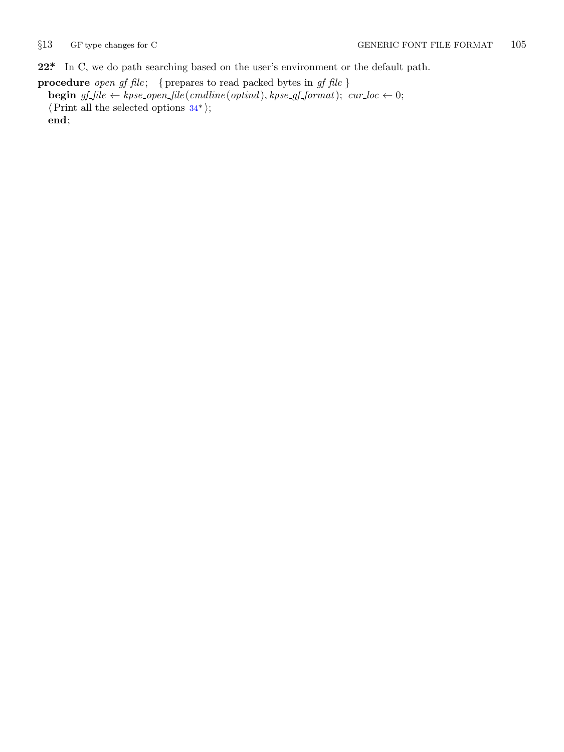**22\*** In C, we do path searching based on the user's environment or the default path.

**procedure** *open_gf_file*; { prepares to read packed bytes in *gf_file* }
  **begin** *gf_file* ← *kpse_open_file*(*cmdline*(*optind*), *kpse_gf_format*); *cur_loc* ← 0;
  ⟨ Print all the selected options 34\* ⟩;
  **end**;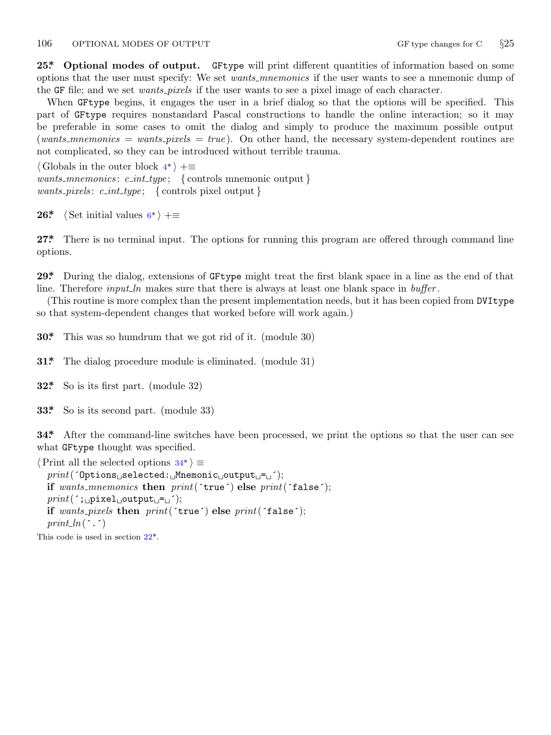**25\*. Optional modes of output.** GFtype will print different quantities of information based on some options that the user must specify: We set *wants_mnemonics* if the user wants to see a mnemonic dump of the GF file; and we set *wants_pixels* if the user wants to see a pixel image of each character.

When GFtype begins, it engages the user in a brief dialog so that the options will be specified. This part of GFtype requires nonstandard Pascal constructions to handle the online interaction; so it may be preferable in some cases to omit the dialog and simply to produce the maximum possible output (*wants_mnemonics* = *wants_pixels* = *true*). On other hand, the necessary system-dependent routines are not complicated, so they can be introduced without terrible trauma.

⟨ Globals in the outer block 4\* ⟩ +≡
*wants_mnemonics*: *c_int_type*; { controls mnemonic output }
*wants_pixels*: *c_int_type*; { controls pixel output }

**26\*.** ⟨ Set initial values 6\* ⟩ +≡

**27\*.** There is no terminal input. The options for running this program are offered through command line options.

**29\*.** During the dialog, extensions of GFtype might treat the first blank space in a line as the end of that line. Therefore *input_ln* makes sure that there is always at least one blank space in *buffer*.

(This routine is more complex than the present implementation needs, but it has been copied from DVItype so that system-dependent changes that worked before will work again.)

**30\*.** This was so humdrum that we got rid of it. (module 30)

**31\*.** The dialog procedure module is eliminated. (module 31)

**32\*.** So is its first part. (module 32)

**33\*.** So is its second part. (module 33)

**34\*.** After the command-line switches have been processed, we print the options so that the user can see what GFtype thought was specified.

⟨ Print all the selected options 34\* ⟩ ≡

```
print('Options selected: Mnemonic output = ');
if wants_mnemonics then print('true') else print('false');
print('; pixel output = ');
if wants_pixels then print('true') else print('false');
print_ln('.')
```

This code is used in section 22\*.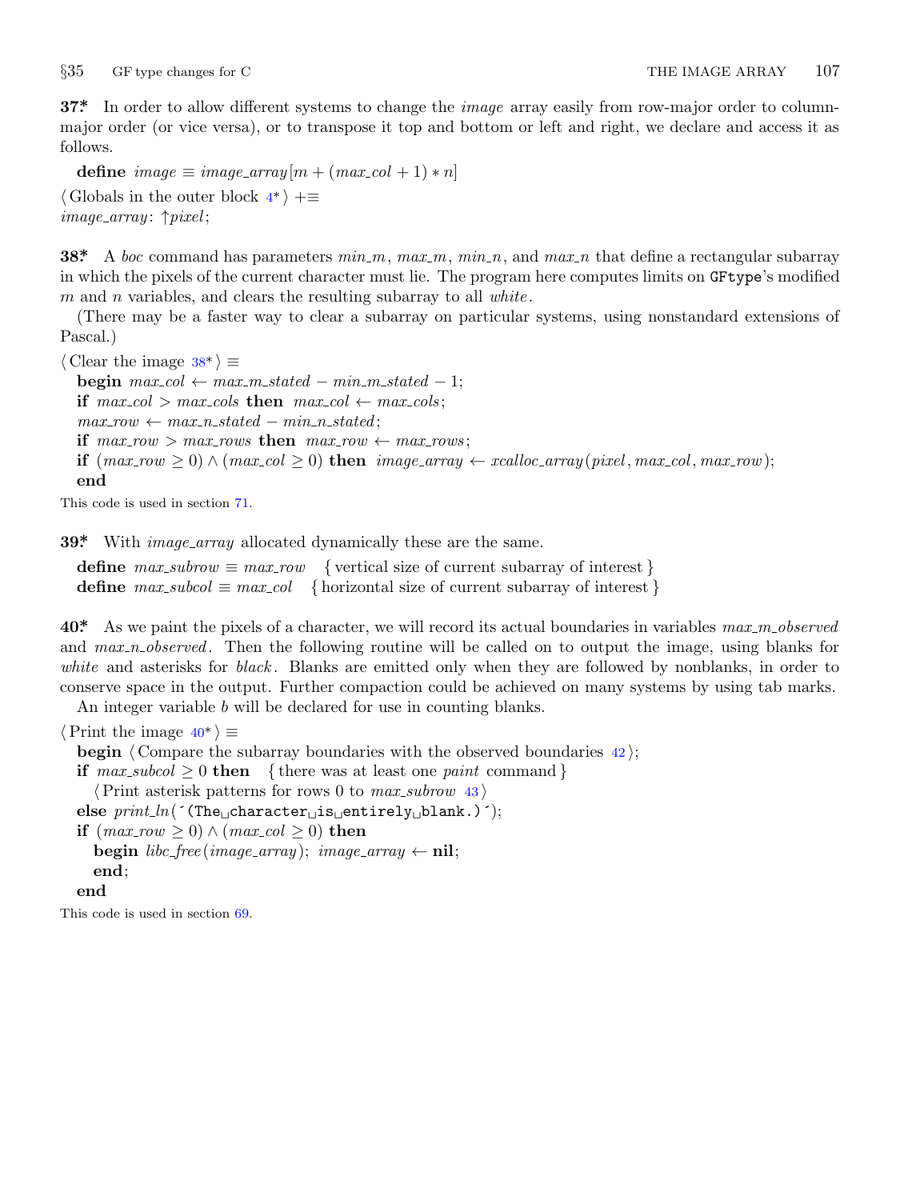**37\*** In order to allow different systems to change the *image* array easily from row-major order to column-major order (or vice versa), or to transpose it top and bottom or left and right, we declare and access it as follows.

**define** $image \equiv image\_array[m + (max\_col + 1) * n]$

⟨ Globals in the outer block 4\* ⟩ +≡
*image_array*: ↑*pixel*;

**38\*** A *boc* command has parameters *min_m*, *max_m*, *min_n*, and *max_n* that define a rectangular subarray in which the pixels of the current character must lie. The program here computes limits on GFtype's modified $m$ and $n$ variables, and clears the resulting subarray to all *white*.

(There may be a faster way to clear a subarray on particular systems, using nonstandard extensions of Pascal.)

⟨ Clear the image 38\* ⟩ ≡

```
begin max_col ← max_m_stated − min_m_stated − 1;
if max_col > max_cols then max_col ← max_cols;
max_row ← max_n_stated − min_n_stated;
if max_row > max_rows then max_row ← max_rows;
if (max_row ≥ 0) ∧ (max_col ≥ 0) then image_array ← xcalloc_array(pixel, max_col, max_row);
end
```

This code is used in section 71.

**39\*** With *image_array* allocated dynamically these are the same.

```
define max_subrow ≡ max_row   { vertical size of current subarray of interest }
define max_subcol ≡ max_col   { horizontal size of current subarray of interest }
```

**40\*** As we paint the pixels of a character, we will record its actual boundaries in variables *max_m_observed* and *max_n_observed*. Then the following routine will be called on to output the image, using blanks for *white* and asterisks for *black*. Blanks are emitted only when they are followed by nonblanks, in order to conserve space in the output. Further compaction could be achieved on many systems by using tab marks.

An integer variable $b$ will be declared for use in counting blanks.

⟨ Print the image 40\* ⟩ ≡

```
begin ⟨ Compare the subarray boundaries with the observed boundaries 42 ⟩;
if max_subcol ≥ 0 then   { there was at least one paint command }
  ⟨ Print asterisk patterns for rows 0 to max_subrow 43 ⟩
else print_ln('(The character is entirely blank.)');
if (max_row ≥ 0) ∧ (max_col ≥ 0) then
  begin libc_free(image_array); image_array ← nil;
  end;
end
```

This code is used in section 69.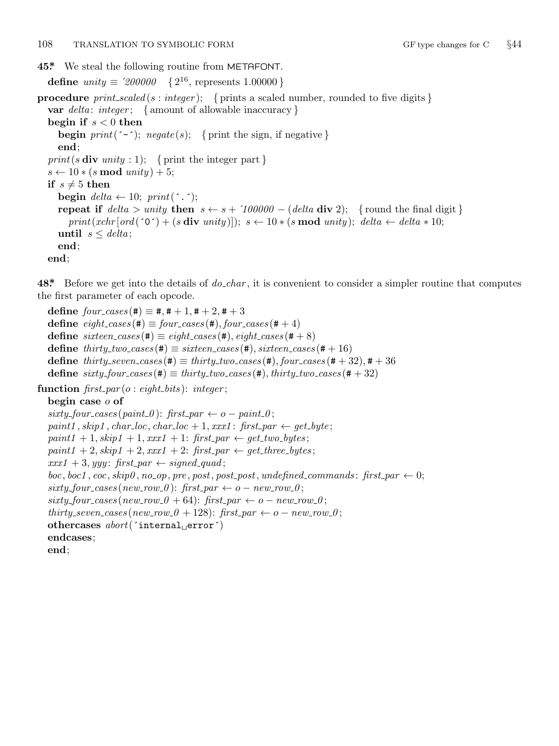**45\*** We steal the following routine from METAFONT.

```
define unity ≡ '200000   { 2^16, represents 1.00000 }

procedure print_scaled(s : integer);   { prints a scaled number, rounded to five digits }
  var delta: integer;   { amount of allowable inaccuracy }
  begin if s < 0 then
    begin print('-'); negate(s);   { print the sign, if negative }
    end;
  print(s div unity : 1);   { print the integer part }
  s ← 10 ∗ (s mod unity) + 5;
  if s ≠ 5 then
    begin delta ← 10; print('.');
    repeat if delta > unity then s ← s + '100000 − (delta div 2);   { round the final digit }
      print(xchr[ord('0') + (s div unity)]); s ← 10 ∗ (s mod unity); delta ← delta ∗ 10;
    until s ≤ delta;
    end;
  end;
```

**48\*** Before we get into the details of *do_char*, it is convenient to consider a simpler routine that computes the first parameter of each opcode.

```
define four_cases(#) ≡ #, # + 1, # + 2, # + 3
define eight_cases(#) ≡ four_cases(#), four_cases(# + 4)
define sixteen_cases(#) ≡ eight_cases(#), eight_cases(# + 8)
define thirty_two_cases(#) ≡ sixteen_cases(#), sixteen_cases(# + 16)
define thirty_seven_cases(#) ≡ thirty_two_cases(#), four_cases(# + 32), # + 36
define sixty_four_cases(#) ≡ thirty_two_cases(#), thirty_two_cases(# + 32)

function first_par(o : eight_bits): integer;
  begin case o of
  sixty_four_cases(paint_0): first_par ← o − paint_0;
  paint1, skip1, char_loc, char_loc + 1, xxx1: first_par ← get_byte;
  paint1 + 1, skip1 + 1, xxx1 + 1: first_par ← get_two_bytes;
  paint1 + 2, skip1 + 2, xxx1 + 2: first_par ← get_three_bytes;
  xxx1 + 3, yyy: first_par ← signed_quad;
  boc, boc1, eoc, skip0, no_op, pre, post, post_post, undefined_commands: first_par ← 0;
  sixty_four_cases(new_row_0): first_par ← o − new_row_0;
  sixty_four_cases(new_row_0 + 64): first_par ← o − new_row_0;
  thirty_seven_cases(new_row_0 + 128): first_par ← o − new_row_0;
  othercases abort('internal error')
  endcases;
  end;
```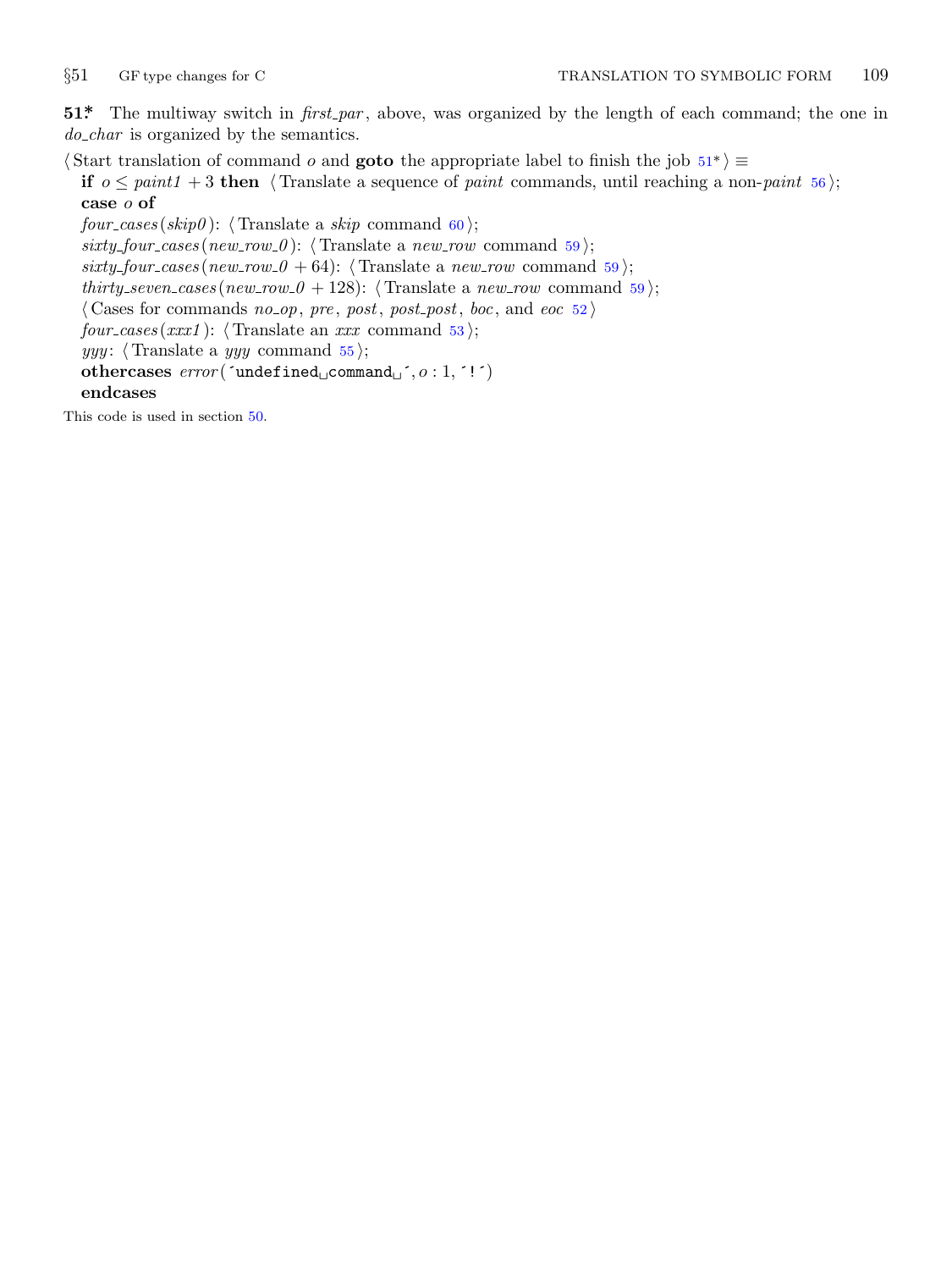**51*** The multiway switch in *first_par*, above, was organized by the length of each command; the one in *do_char* is organized by the semantics.

⟨ Start translation of command *o* and **goto** the appropriate label to finish the job 51* ⟩ ≡

**if** $o \le paint1 + 3$ **then** ⟨ Translate a sequence of *paint* commands, until reaching a non-*paint* 56 ⟩;
**case** *o* **of**
*four_cases*(*skip0*): ⟨ Translate a *skip* command 60 ⟩;
*sixty_four_cases*(*new_row_0*): ⟨ Translate a *new_row* command 59 ⟩;
*sixty_four_cases*(*new_row_0* + 64): ⟨ Translate a *new_row* command 59 ⟩;
*thirty_seven_cases*(*new_row_0* + 128): ⟨ Translate a *new_row* command 59 ⟩;
⟨ Cases for commands *no_op*, *pre*, *post*, *post_post*, *boc*, and *eoc* 52 ⟩
*four_cases*(*xxx1*): ⟨ Translate an *xxx* command 53 ⟩;
*yyy*: ⟨ Translate a *yyy* command 55 ⟩;
**othercases** *error*(´undefined␣command␣´, *o* : 1, ´!´)
**endcases**

This code is used in section 50.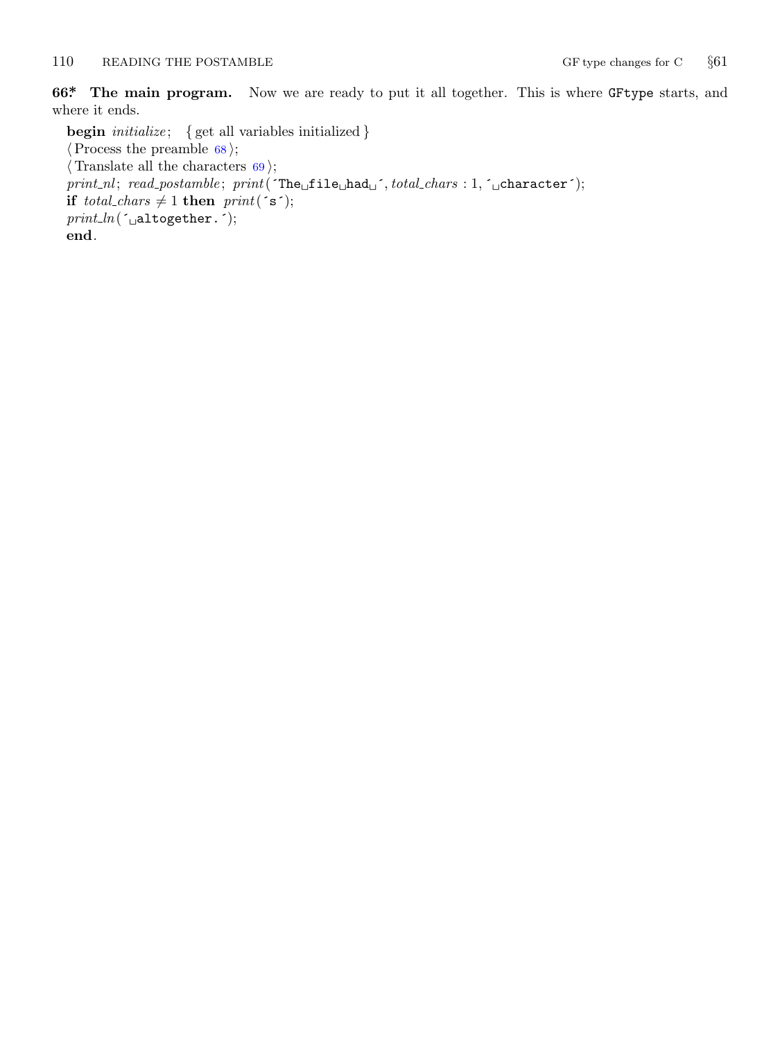**66\*. The main program.** Now we are ready to put it all together. This is where `GFtype` starts, and where it ends.

**begin** *initialize*; { get all variables initialized }
⟨ Process the preamble 68 ⟩;
⟨ Translate all the characters 69 ⟩;
*print_nl*; *read_postamble*; *print*(´The␣file␣had␣´, *total_chars* : 1, ´␣character´);
**if** *total_chars* ≠ 1 **then** *print*(´s´);
*print_ln*(´␣altogether.´);
**end**.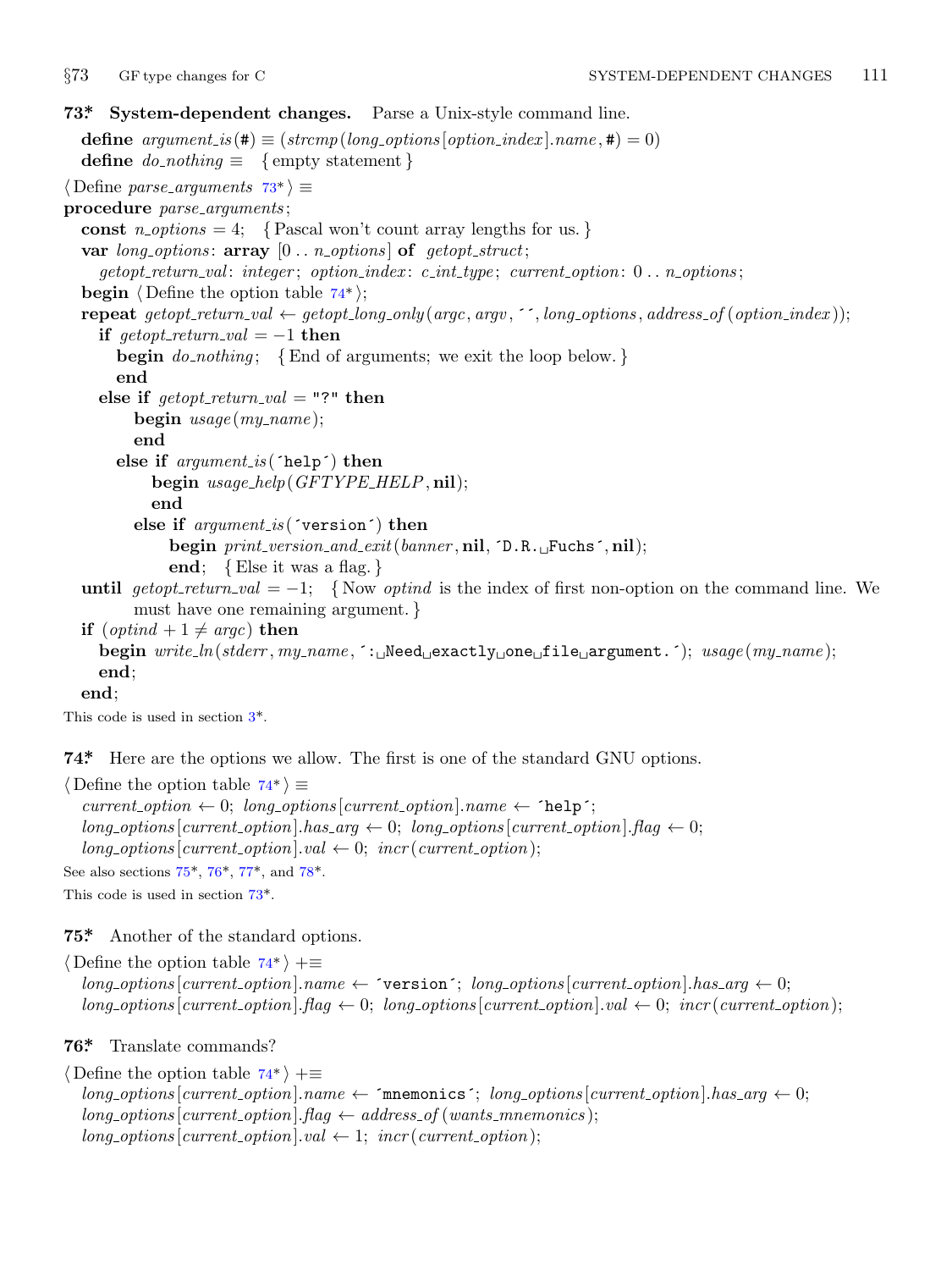**73\*. System-dependent changes.** Parse a Unix-style command line.

```
define argument_is(#) ≡ (strcmp(long_options[option_index].name, #) = 0)
define do_nothing ≡ {empty statement}

⟨Define parse_arguments 73*⟩ ≡
procedure parse_arguments;
  const n_options = 4;   {Pascal won't count array lengths for us.}
  var long_options: array [0 .. n_options] of getopt_struct;
    getopt_return_val: integer; option_index: c_int_type; current_option: 0 .. n_options;
  begin ⟨Define the option table 74*⟩;
  repeat getopt_return_val ← getopt_long_only(argc, argv, ´´, long_options, address_of(option_index));
    if getopt_return_val = −1 then
      begin do_nothing;   {End of arguments; we exit the loop below.}
      end
    else if getopt_return_val = "?" then
        begin usage(my_name);
        end
      else if argument_is(´help´) then
          begin usage_help(GFTYPE_HELP, nil);
          end
        else if argument_is(´version´) then
            begin print_version_and_exit(banner, nil, ´D.R. Fuchs´, nil);
            end;   {Else it was a flag.}
  until getopt_return_val = −1;   {Now optind is the index of first non-option on the command line. We
        must have one remaining argument.}
  if (optind + 1 ≠ argc) then
    begin write_ln(stderr, my_name, ´: Need exactly one file argument.´); usage(my_name);
    end;
  end;
```

This code is used in section 3\*.

**74\*.** Here are the options we allow. The first is one of the standard GNU options.

```
⟨Define the option table 74*⟩ ≡
  current_option ← 0; long_options[current_option].name ← ´help´;
  long_options[current_option].has_arg ← 0; long_options[current_option].flag ← 0;
  long_options[current_option].val ← 0; incr(current_option);
```

See also sections 75\*, 76\*, 77\*, and 78\*.

This code is used in section 73\*.

**75\*.** Another of the standard options.

```
⟨Define the option table 74*⟩ +≡
  long_options[current_option].name ← ´version´; long_options[current_option].has_arg ← 0;
  long_options[current_option].flag ← 0; long_options[current_option].val ← 0; incr(current_option);
```

**76\*.** Translate commands?

```
⟨Define the option table 74*⟩ +≡
  long_options[current_option].name ← ´mnemonics´; long_options[current_option].has_arg ← 0;
  long_options[current_option].flag ← address_of(wants_mnemonics);
  long_options[current_option].val ← 1; incr(current_option);
```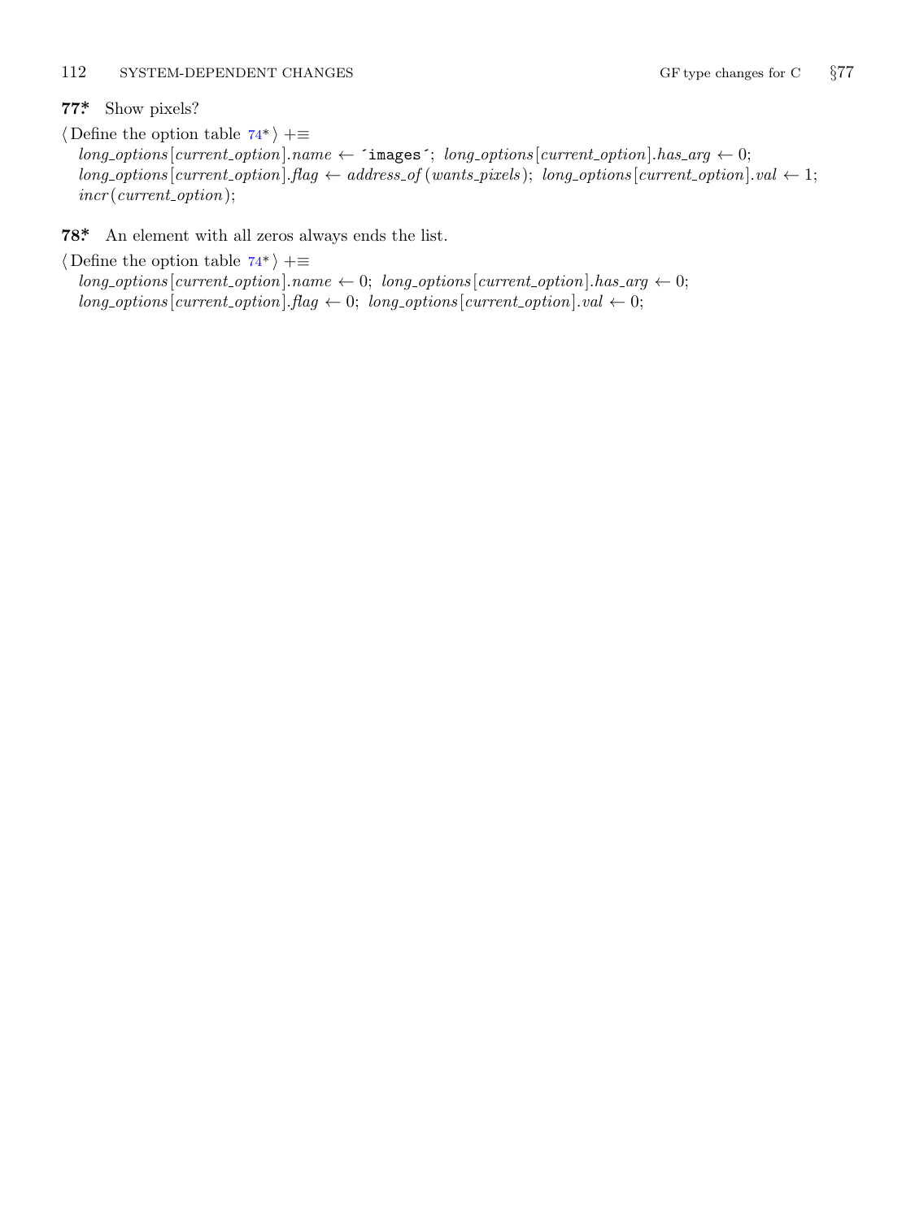**77\*** Show pixels?

⟨ Define the option table 74\* ⟩ +≡

*long_options*[*current_option*].*name* ← 'images'; *long_options*[*current_option*].*has_arg* ← 0;
*long_options*[*current_option*].*flag* ← *address_of* (*wants_pixels*); *long_options*[*current_option*].*val* ← 1;
*incr* (*current_option*);

**78\*** An element with all zeros always ends the list.

⟨ Define the option table 74\* ⟩ +≡

*long_options*[*current_option*].*name* ← 0; *long_options*[*current_option*].*has_arg* ← 0;
*long_options*[*current_option*].*flag* ← 0; *long_options*[*current_option*].*val* ← 0;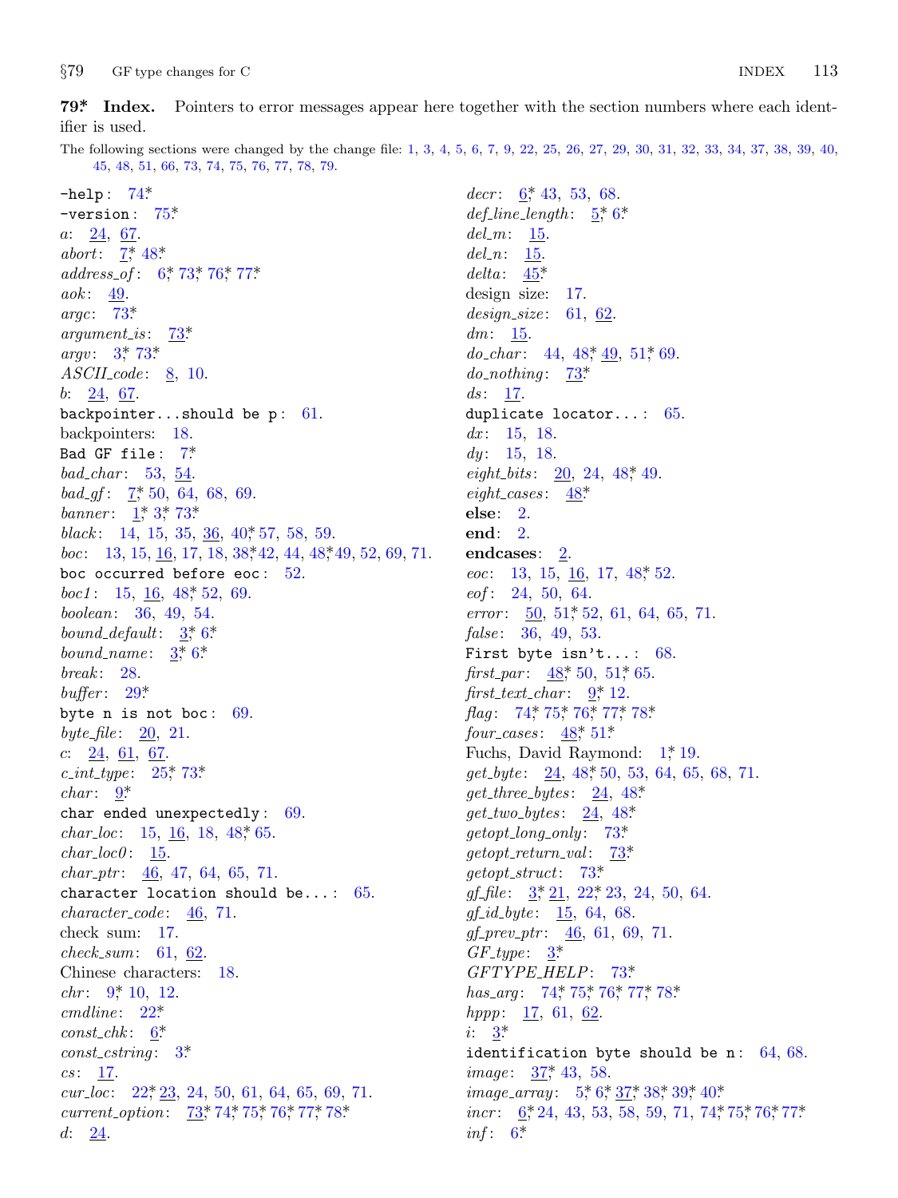**79\* Index.** Pointers to error messages appear here together with the section numbers where each identifier is used.

The following sections were changed by the change file: 1, 3, 4, 5, 6, 7, 9, 22, 25, 26, 27, 29, 30, 31, 32, 33, 34, 37, 38, 39, 40, 45, 48, 51, 66, 73, 74, 75, 76, 77, 78, 79.

-help: 74*
-version: 75*
*a*: 24, 67.
*abort*: 7*, 48*
*address_of*: 6*, 73*, 76*, 77*
*aok*: 49.
*argc*: 73*
*argument_is*: 73*
*argv*: 3*, 73*
*ASCII_code*: 8, 10.
*b*: 24, 67.
backpointer...should be p: 61.
backpointers: 18.
Bad GF file: 7*
*bad_char*: 53, 54.
*bad_gf*: 7*, 50, 64, 68, 69.
*banner*: 1*, 3*, 73*
*black*: 14, 15, 35, 36, 40*, 57, 58, 59.
*boc*: 13, 15, 16, 17, 18, 38*, 42, 44, 48*, 49, 52, 69, 71.
boc occurred before eoc: 52.
*boc1*: 15, 16, 48*, 52, 69.
*boolean*: 36, 49, 54.
*bound_default*: 3*, 6*
*bound_name*: 3*, 6*
*break*: 28.
*buffer*: 29*
byte n is not boc: 69.
*byte_file*: 20, 21.
*c*: 24, 61, 67.
*c_int_type*: 25*, 73*
*char*: 9*
char ended unexpectedly: 69.
*char_loc*: 15, 16, 18, 48*, 65.
*char_loc0*: 15.
*char_ptr*: 46, 47, 64, 65, 71.
character location should be...: 65.
*character_code*: 46, 71.
check sum: 17.
*check_sum*: 61, 62.
Chinese characters: 18.
*chr*: 9*, 10, 12.
*cmdline*: 22*
*const_chk*: 6*
*const_cstring*: 3*
*cs*: 17.
*cur_loc*: 22*, 23, 24, 50, 61, 64, 65, 69, 71.
*current_option*: 73*, 74*, 75*, 76*, 77*, 78*
*d*: 24.
*decr*: 6*, 43, 53, 68.
*def_line_length*: 5*, 6*
*del_m*: 15.
*del_n*: 15.
*delta*: 45*
design size: 17.
*design_size*: 61, 62.
*dm*: 15.
*do_char*: 44, 48*, 49, 51*, 69.
*do_nothing*: 73*
*ds*: 17.
duplicate locator...: 65.
*dx*: 15, 18.
*dy*: 15, 18.
*eight_bits*: 20, 24, 48*, 49.
*eight_cases*: 48*
**else**: 2.
**end**: 2.
**endcases**: 2.
*eoc*: 13, 15, 16, 17, 48*, 52.
*eof*: 24, 50, 64.
*error*: 50, 51*, 52, 61, 64, 65, 71.
*false*: 36, 49, 53.
First byte isn't...: 68.
*first_par*: 48*, 50, 51*, 65.
*first_text_char*: 9*, 12.
*flag*: 74*, 75*, 76*, 77*, 78*
*four_cases*: 48*, 51*
Fuchs, David Raymond: 1*, 19.
*get_byte*: 24, 48*, 50, 53, 64, 65, 68, 71.
*get_three_bytes*: 24, 48*
*get_two_bytes*: 24, 48*
*getopt_long_only*: 73*
*getopt_return_val*: 73*
*getopt_struct*: 73*
*gf_file*: 3*, 21, 22*, 23, 24, 50, 64.
*gf_id_byte*: 15, 64, 68.
*gf_prev_ptr*: 46, 61, 69, 71.
*GF_type*: 3*
*GFTYPE_HELP*: 73*
*has_arg*: 74*, 75*, 76*, 77*, 78*
*hppp*: 17, 61, 62.
*i*: 3*
identification byte should be n: 64, 68.
*image*: 37*, 43, 58.
*image_array*: 5*, 6*, 37*, 38*, 39*, 40*
*incr*: 6*, 24, 43, 53, 58, 59, 71, 74*, 75*, 76*, 77*
*inf*: 6*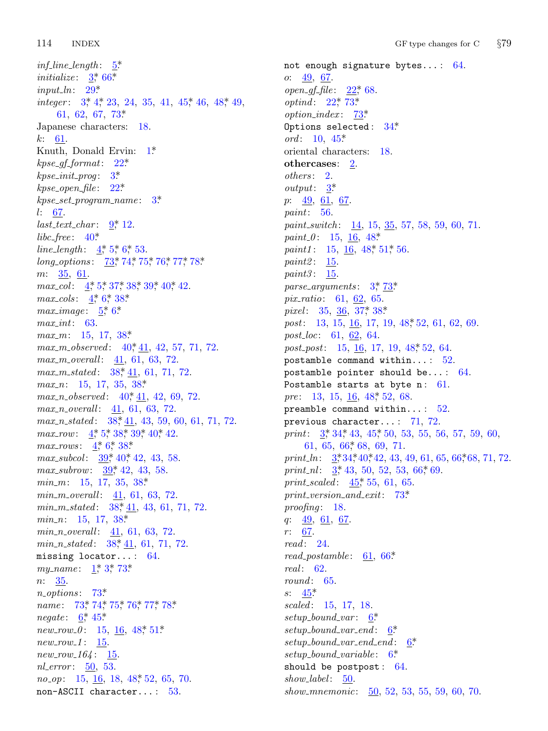*inf_line_length*: 5*
*initialize*: 3*, 66*
*input_ln*: 29*
*integer*: 3*, 4*, 23, 24, 35, 41, 45*, 46, 48*, 49, 61, 62, 67, 73*
Japanese characters: 18.
*k*: 61.
Knuth, Donald Ervin: 1*
*kpse_gf_format*: 22*
*kpse_init_prog*: 3*
*kpse_open_file*: 22*
*kpse_set_program_name*: 3*
*l*: 67.
*last_text_char*: 9*, 12.
*libc_free*: 40*
*line_length*: 4*, 5*, 6*, 53.
*long_options*: 73*, 74*, 75*, 76*, 77*, 78*
*m*: 35, 61.
*max_col*: 4*, 5*, 37*, 38*, 39*, 40*, 42.
*max_cols*: 4*, 6*, 38*
*max_image*: 5*, 6*
*max_int*: 63.
*max_m*: 15, 17, 38*
*max_m_observed*: 40*, 41, 42, 57, 71, 72.
*max_m_overall*: 41, 61, 63, 72.
*max_m_stated*: 38*, 41, 61, 71, 72.
*max_n*: 15, 17, 35, 38*
*max_n_observed*: 40*, 41, 42, 69, 72.
*max_n_overall*: 41, 61, 63, 72.
*max_n_stated*: 38*, 41, 43, 59, 60, 61, 71, 72.
*max_row*: 4*, 5*, 38*, 39*, 40*, 42.
*max_rows*: 4*, 6*, 38*
*max_subcol*: 39*, 40*, 42, 43, 58.
*max_subrow*: 39*, 42, 43, 58.
*min_m*: 15, 17, 35, 38*
*min_m_overall*: 41, 61, 63, 72.
*min_m_stated*: 38*, 41, 43, 61, 71, 72.
*min_n*: 15, 17, 38*
*min_n_overall*: 41, 61, 63, 72.
*min_n_stated*: 38*, 41, 61, 71, 72.
`missing locator...`: 64.
*my_name*: 1*, 3*, 73*
*n*: 35.
*n_options*: 73*
*name*: 73*, 74*, 75*, 76*, 77*, 78*
*negate*: 6*, 45*
*new_row_0*: 15, 16, 48*, 51*
*new_row_1*: 15.
*new_row_164*: 15.
*nl_error*: 50, 53.
*no_op*: 15, 16, 18, 48*, 52, 65, 70.
`non-ASCII character...`: 53.
`not enough signature bytes...`: 64.
*o*: 49, 67.
*open_gf_file*: 22*, 68.
*optind*: 22*, 73*
*option_index*: 73*
`Options selected`: 34*
*ord*: 10, 45*
oriental characters: 18.
**othercases**: 2.
*others*: 2.
*output*: 3*
*p*: 49, 61, 67.
*paint*: 56.
*paint_switch*: 14, 15, 35, 57, 58, 59, 60, 71.
*paint_0*: 15, 16, 48*
*paint1*: 15, 16, 48*, 51*, 56.
*paint2*: 15.
*paint3*: 15.
*parse_arguments*: 3*, 73*
*pix_ratio*: 61, 62, 65.
*pixel*: 35, 36, 37*, 38*
*post*: 13, 15, 16, 17, 19, 48*, 52, 61, 62, 69.
*post_loc*: 61, 62, 64.
*post_post*: 15, 16, 17, 19, 48*, 52, 64.
`postamble command within...`: 52.
`postamble pointer should be...`: 64.
`Postamble starts at byte n`: 61.
*pre*: 13, 15, 16, 48*, 52, 68.
`preamble command within...`: 52.
`previous character...`: 71, 72.
*print*: 3*, 34*, 43, 45*, 50, 53, 55, 56, 57, 59, 60, 61, 65, 66*, 68, 69, 71.
*print_ln*: 3*, 34*, 40*, 42, 43, 49, 61, 65, 66*, 68, 71, 72.
*print_nl*: 3*, 43, 50, 52, 53, 66*, 69.
*print_scaled*: 45*, 55, 61, 65.
*print_version_and_exit*: 73*
*proofing*: 18.
*q*: 49, 61, 67.
*r*: 67.
*read*: 24.
*read_postamble*: 61, 66*
*real*: 62.
*round*: 65.
*s*: 45*
*scaled*: 15, 17, 18.
*setup_bound_var*: 6*
*setup_bound_var_end*: 6*
*setup_bound_var_end_end*: 6*
*setup_bound_variable*: 6*
`should be postpost`: 64.
*show_label*: 50.
*show_mnemonic*: 50, 52, 53, 55, 59, 60, 70.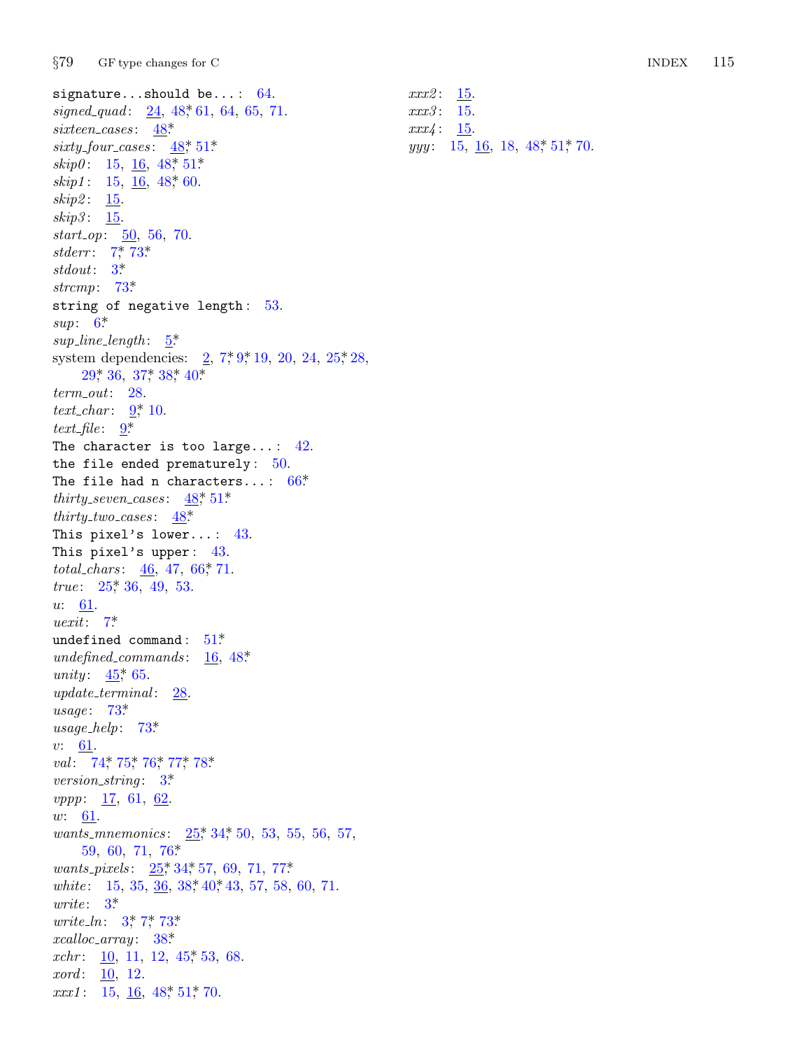signature...should be...: 64.
*signed_quad*: 24, 48*, 61, 64, 65, 71.
*sixteen_cases*: 48*
*sixty_four_cases*: 48*, 51*
*skip0*: 15, 16, 48*, 51*
*skip1*: 15, 16, 48*, 60.
*skip2*: 15.
*skip3*: 15.
*start_op*: 50, 56, 70.
*stderr*: 7*, 73*
*stdout*: 3*
*strcmp*: 73*
string of negative length: 53.
*sup*: 6*
*sup_line_length*: 5*
system dependencies: 2, 7*, 9*, 19, 20, 24, 25*, 28, 29*, 36, 37*, 38*, 40*
*term_out*: 28.
*text_char*: 9*, 10.
*text_file*: 9*
The character is too large...: 42.
the file ended prematurely: 50.
The file had n characters...: 66*
*thirty_seven_cases*: 48*, 51*
*thirty_two_cases*: 48*
This pixel's lower...: 43.
This pixel's upper: 43.
*total_chars*: 46, 47, 66*, 71.
*true*: 25*, 36, 49, 53.
*u*: 61.
*uexit*: 7*
undefined command: 51*
*undefined_commands*: 16, 48*
*unity*: 45*, 65.
*update_terminal*: 28.
*usage*: 73*
*usage_help*: 73*
*v*: 61.
*val*: 74*, 75*, 76*, 77*, 78*
*version_string*: 3*
*vppp*: 17, 61, 62.
*w*: 61.
*wants_mnemonics*: 25*, 34*, 50, 53, 55, 56, 57, 59, 60, 71, 76*
*wants_pixels*: 25*, 34*, 57, 69, 71, 77*
*white*: 15, 35, 36, 38*, 40*, 43, 57, 58, 60, 71.
*write*: 3*
*write_ln*: 3*, 7*, 73*
*xcalloc_array*: 38*
*xchr*: 10, 11, 12, 45*, 53, 68.
*xord*: 10, 12.
*xxx1*: 15, 16, 48*, 51*, 70.
*xxx2*: 15.
*xxx3*: 15.
*xxx4*: 15.
*yyy*: 15, 16, 18, 48*, 51*, 70.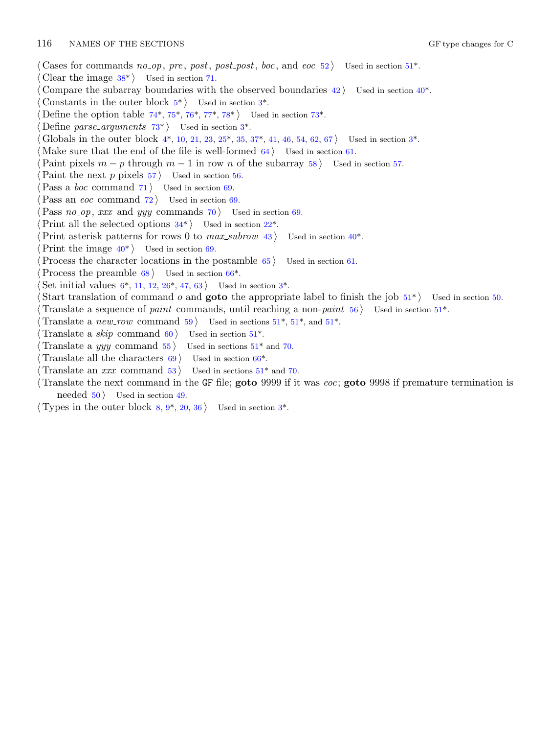⟨ Cases for commands *no_op*, *pre*, *post*, *post_post*, *boc*, and *eoc* 52 ⟩ Used in section 51*.
⟨ Clear the image 38* ⟩ Used in section 71.
⟨ Compare the subarray boundaries with the observed boundaries 42 ⟩ Used in section 40*.
⟨ Constants in the outer block 5* ⟩ Used in section 3*.
⟨ Define the option table 74*, 75*, 76*, 77*, 78* ⟩ Used in section 73*.
⟨ Define *parse_arguments* 73* ⟩ Used in section 3*.
⟨ Globals in the outer block 4*, 10, 21, 23, 25*, 35, 37*, 41, 46, 54, 62, 67 ⟩ Used in section 3*.
⟨ Make sure that the end of the file is well-formed 64 ⟩ Used in section 61.
⟨ Paint pixels $m - p$ through $m - 1$ in row $n$ of the subarray 58 ⟩ Used in section 57.
⟨ Paint the next $p$ pixels 57 ⟩ Used in section 56.
⟨ Pass a *boc* command 71 ⟩ Used in section 69.
⟨ Pass an *eoc* command 72 ⟩ Used in section 69.
⟨ Pass *no_op*, *xxx* and *yyy* commands 70 ⟩ Used in section 69.
⟨ Print all the selected options 34* ⟩ Used in section 22*.
⟨ Print asterisk patterns for rows 0 to *max_subrow* 43 ⟩ Used in section 40*.
⟨ Print the image 40* ⟩ Used in section 69.
⟨ Process the character locations in the postamble 65 ⟩ Used in section 61.
⟨ Process the preamble 68 ⟩ Used in section 66*.
⟨ Set initial values 6*, 11, 12, 26*, 47, 63 ⟩ Used in section 3*.
⟨ Start translation of command $o$ and **goto** the appropriate label to finish the job 51* ⟩ Used in section 50.
⟨ Translate a sequence of *paint* commands, until reaching a non-*paint* 56 ⟩ Used in section 51*.
⟨ Translate a *new_row* command 59 ⟩ Used in sections 51*, 51*, and 51*.
⟨ Translate a *skip* command 60 ⟩ Used in section 51*.
⟨ Translate a *yyy* command 55 ⟩ Used in sections 51* and 70.
⟨ Translate all the characters 69 ⟩ Used in section 66*.
⟨ Translate an *xxx* command 53 ⟩ Used in sections 51* and 70.
⟨ Translate the next command in the GF file; **goto** 9999 if it was *eoc*; **goto** 9998 if premature termination is needed 50 ⟩ Used in section 49.
⟨ Types in the outer block 8, 9*, 20, 36 ⟩ Used in section 3*.